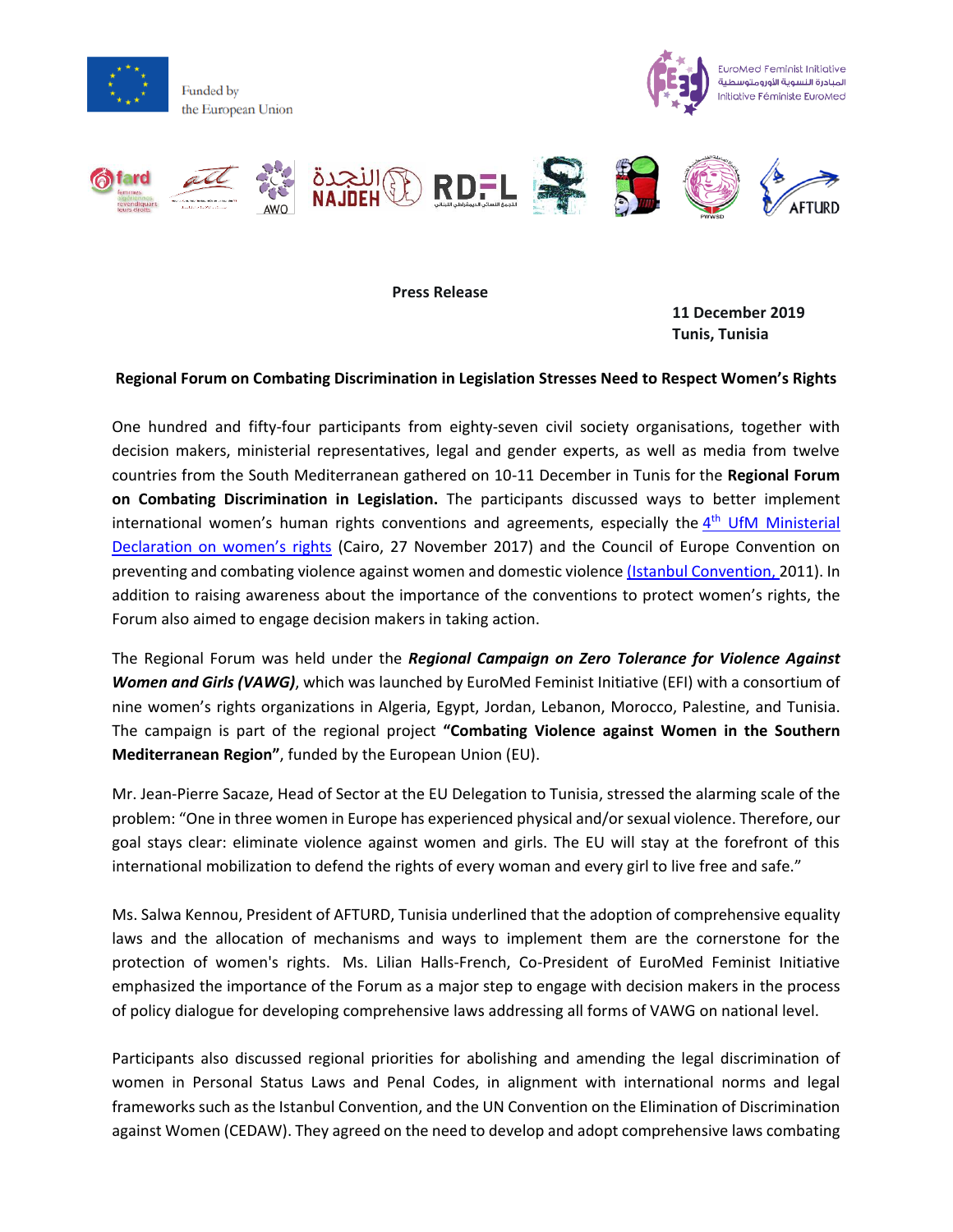Funded by the European Union

EuroMed Feminist Initiative
المبادرة النسوية الأورومتوسطية
Initiative Féministe EuroMed

**Press Release**

**11 December 2019**
**Tunis, Tunisia**

**Regional Forum on Combating Discrimination in Legislation Stresses Need to Respect Women's Rights**

One hundred and fifty-four participants from eighty-seven civil society organisations, together with decision makers, ministerial representatives, legal and gender experts, as well as media from twelve countries from the South Mediterranean gathered on 10-11 December in Tunis for the **Regional Forum on Combating Discrimination in Legislation.** The participants discussed ways to better implement international women's human rights conventions and agreements, especially the 4th UfM Ministerial Declaration on women's rights (Cairo, 27 November 2017) and the Council of Europe Convention on preventing and combating violence against women and domestic violence (Istanbul Convention, 2011). In addition to raising awareness about the importance of the conventions to protect women's rights, the Forum also aimed to engage decision makers in taking action.

The Regional Forum was held under the ***Regional Campaign on Zero Tolerance for Violence Against Women and Girls (VAWG)***, which was launched by EuroMed Feminist Initiative (EFI) with a consortium of nine women's rights organizations in Algeria, Egypt, Jordan, Lebanon, Morocco, Palestine, and Tunisia. The campaign is part of the regional project **"Combating Violence against Women in the Southern Mediterranean Region"**, funded by the European Union (EU).

Mr. Jean-Pierre Sacaze, Head of Sector at the EU Delegation to Tunisia, stressed the alarming scale of the problem: "One in three women in Europe has experienced physical and/or sexual violence. Therefore, our goal stays clear: eliminate violence against women and girls. The EU will stay at the forefront of this international mobilization to defend the rights of every woman and every girl to live free and safe."

Ms. Salwa Kennou, President of AFTURD, Tunisia underlined that the adoption of comprehensive equality laws and the allocation of mechanisms and ways to implement them are the cornerstone for the protection of women's rights. Ms. Lilian Halls-French, Co-President of EuroMed Feminist Initiative emphasized the importance of the Forum as a major step to engage with decision makers in the process of policy dialogue for developing comprehensive laws addressing all forms of VAWG on national level.

Participants also discussed regional priorities for abolishing and amending the legal discrimination of women in Personal Status Laws and Penal Codes, in alignment with international norms and legal frameworks such as the Istanbul Convention, and the UN Convention on the Elimination of Discrimination against Women (CEDAW). They agreed on the need to develop and adopt comprehensive laws combating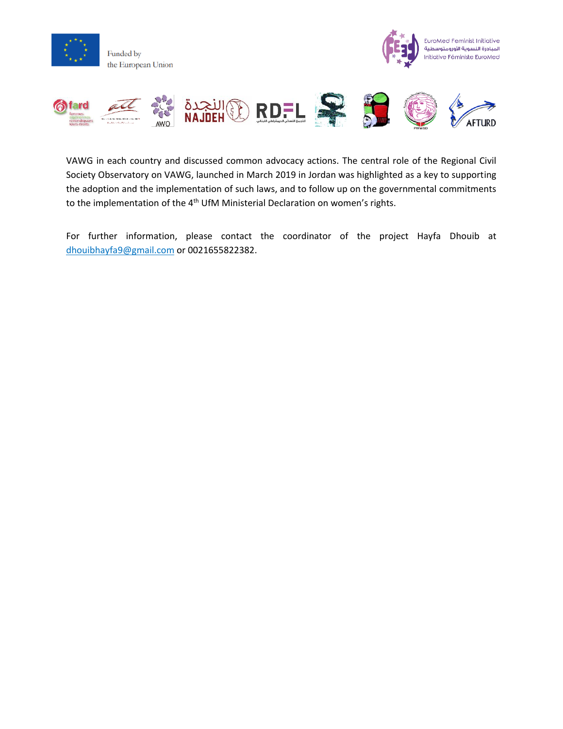VAWG in each country and discussed common advocacy actions. The central role of the Regional Civil Society Observatory on VAWG, launched in March 2019 in Jordan was highlighted as a key to supporting the adoption and the implementation of such laws, and to follow up on the governmental commitments to the implementation of the 4th UfM Ministerial Declaration on women's rights.

For further information, please contact the coordinator of the project Hayfa Dhouib at dhouibhayfa9@gmail.com or 0021655822382.